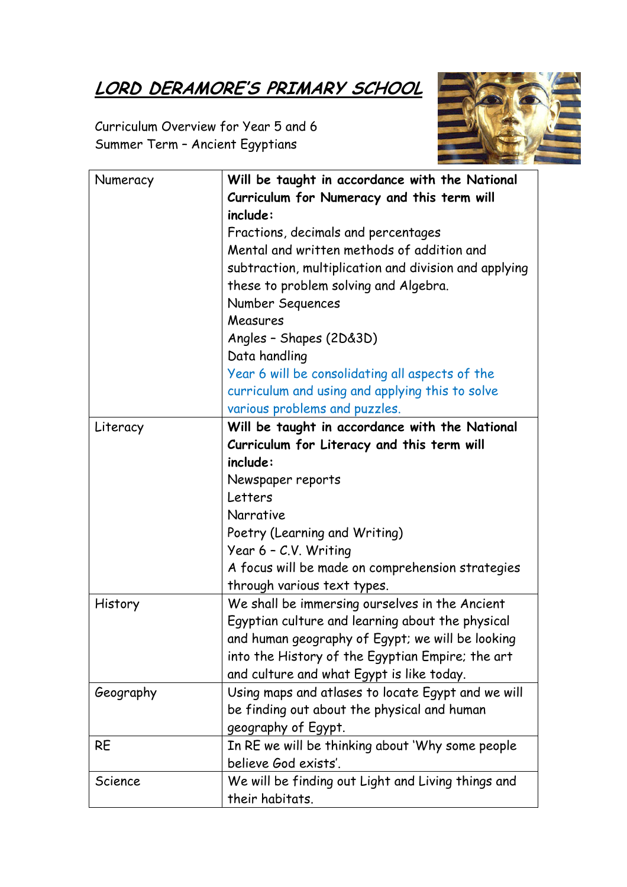# LORD DERAMORE'S PRIMARY SCHOOL

Curriculum Overview for Year 5 and 6
Summer Term – Ancient Egyptians

| Numeracy | **Will be taught in accordance with the National Curriculum for Numeracy and this term will include:**<br>Fractions, decimals and percentages<br>Mental and written methods of addition and subtraction, multiplication and division and applying these to problem solving and Algebra.<br>Number Sequences<br>Measures<br>Angles – Shapes (2D&3D)<br>Data handling<br>Year 6 will be consolidating all aspects of the curriculum and using and applying this to solve various problems and puzzles. |
|---|---|
| Literacy | **Will be taught in accordance with the National Curriculum for Literacy and this term will include:**<br>Newspaper reports<br>Letters<br>Narrative<br>Poetry (Learning and Writing)<br>Year 6 – C.V. Writing<br>A focus will be made on comprehension strategies through various text types. |
| History | We shall be immersing ourselves in the Ancient Egyptian culture and learning about the physical and human geography of Egypt; we will be looking into the History of the Egyptian Empire; the art and culture and what Egypt is like today. |
| Geography | Using maps and atlases to locate Egypt and we will be finding out about the physical and human geography of Egypt. |
| RE | In RE we will be thinking about 'Why some people believe God exists'. |
| Science | We will be finding out Light and Living things and their habitats. |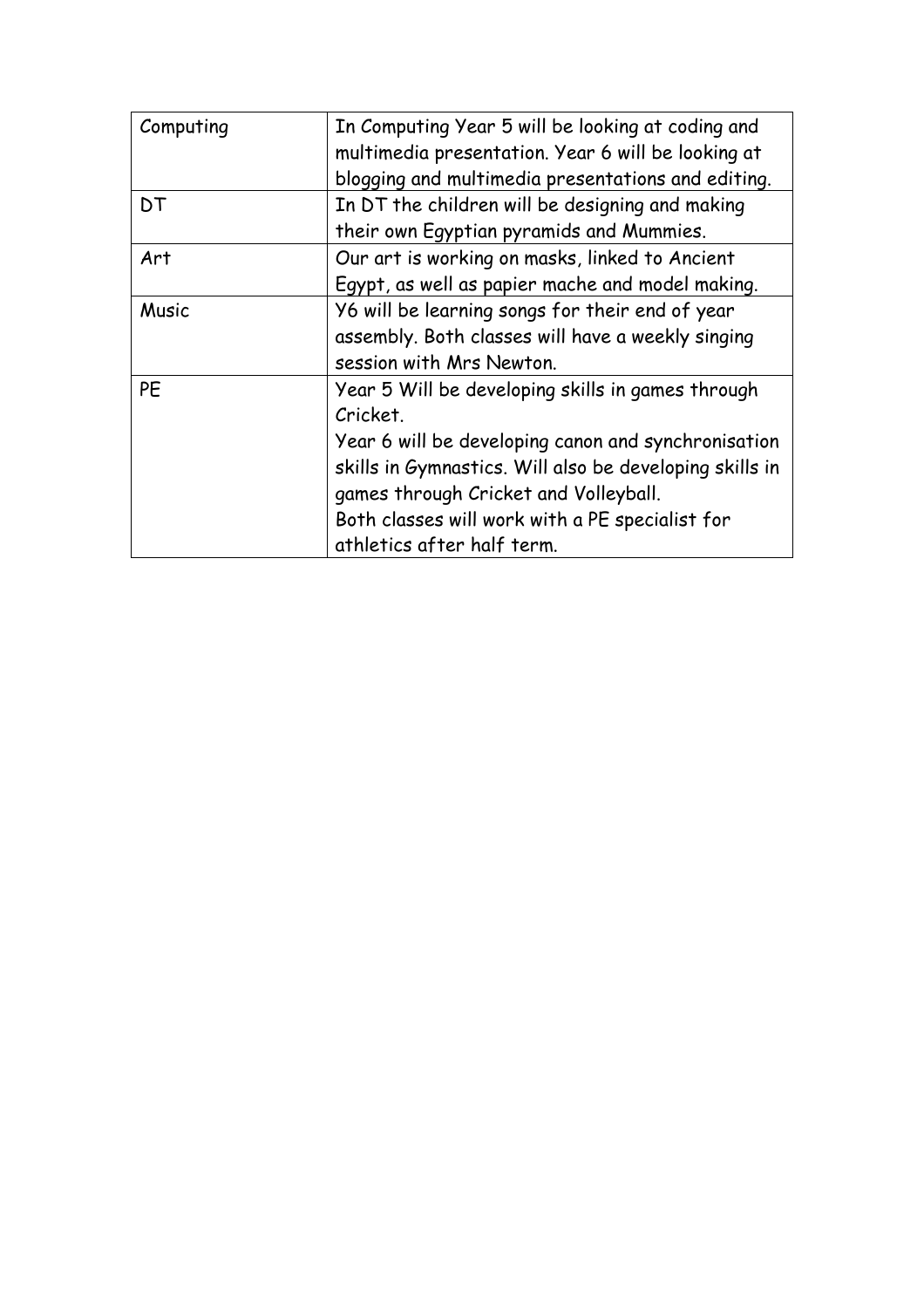| | |
|---|---|
| Computing | In Computing Year 5 will be looking at coding and multimedia presentation. Year 6 will be looking at blogging and multimedia presentations and editing. |
| DT | In DT the children will be designing and making their own Egyptian pyramids and Mummies. |
| Art | Our art is working on masks, linked to Ancient Egypt, as well as papier mache and model making. |
| Music | Y6 will be learning songs for their end of year assembly. Both classes will have a weekly singing session with Mrs Newton. |
| PE | Year 5 Will be developing skills in games through Cricket.<br>Year 6 will be developing canon and synchronisation skills in Gymnastics. Will also be developing skills in games through Cricket and Volleyball.<br>Both classes will work with a PE specialist for athletics after half term. |